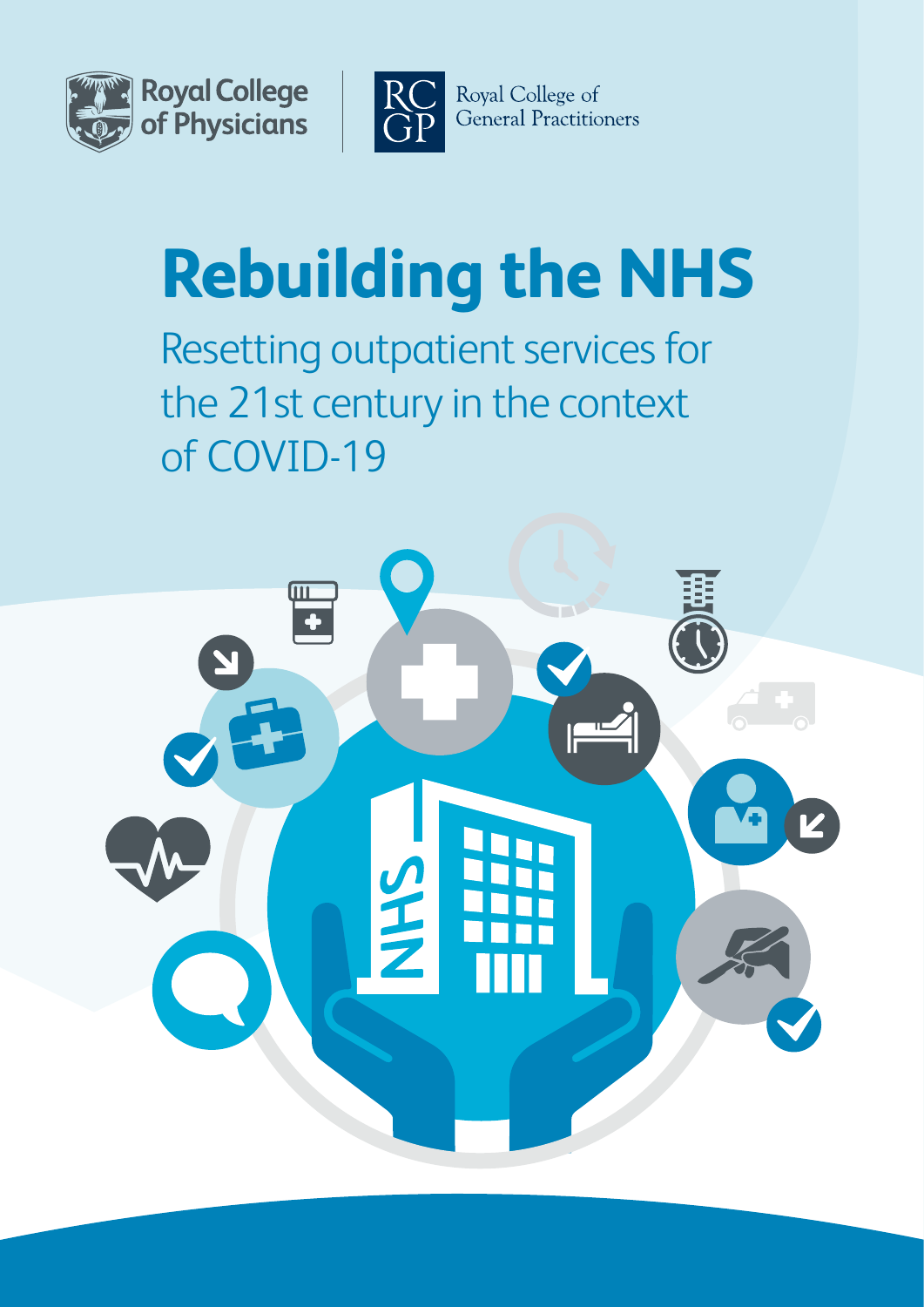Royal College of Physicians

Royal College of General Practitioners

# Rebuilding the NHS

## Resetting outpatient services for the 21st century in the context of COVID-19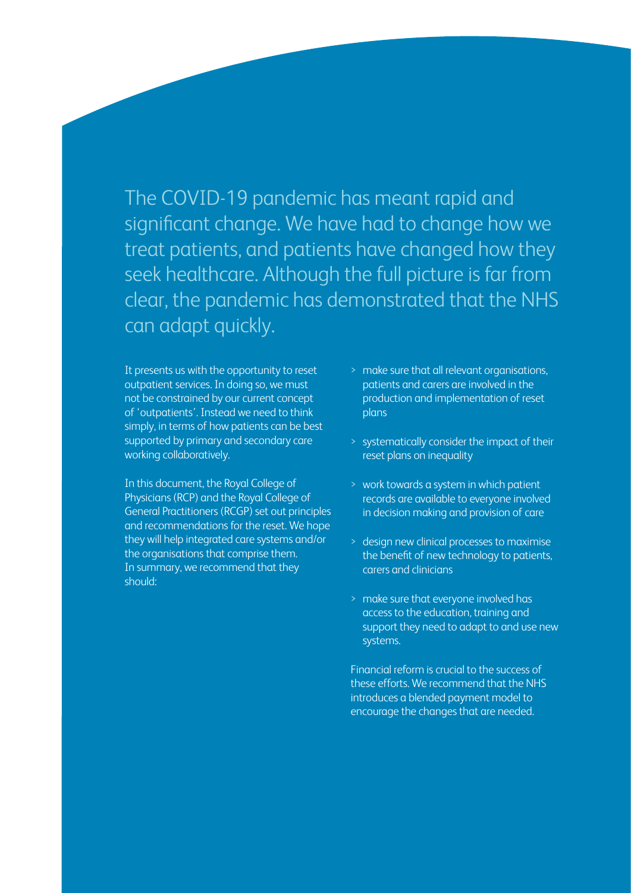The COVID-19 pandemic has meant rapid and significant change. We have had to change how we treat patients, and patients have changed how they seek healthcare. Although the full picture is far from clear, the pandemic has demonstrated that the NHS can adapt quickly.

It presents us with the opportunity to reset outpatient services. In doing so, we must not be constrained by our current concept of 'outpatients'. Instead we need to think simply, in terms of how patients can be best supported by primary and secondary care working collaboratively.

In this document, the Royal College of Physicians (RCP) and the Royal College of General Practitioners (RCGP) set out principles and recommendations for the reset. We hope they will help integrated care systems and/or the organisations that comprise them. In summary, we recommend that they should:

- make sure that all relevant organisations, patients and carers are involved in the production and implementation of reset plans
- systematically consider the impact of their reset plans on inequality
- work towards a system in which patient records are available to everyone involved in decision making and provision of care
- design new clinical processes to maximise the benefit of new technology to patients, carers and clinicians
- make sure that everyone involved has access to the education, training and support they need to adapt to and use new systems.

Financial reform is crucial to the success of these efforts. We recommend that the NHS introduces a blended payment model to encourage the changes that are needed.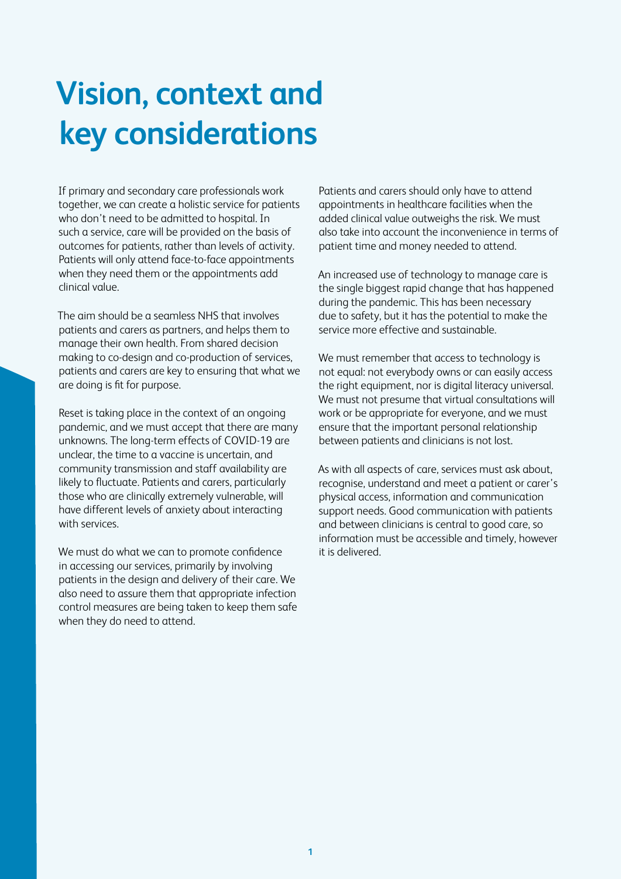# Vision, context and key considerations

If primary and secondary care professionals work together, we can create a holistic service for patients who don't need to be admitted to hospital. In such a service, care will be provided on the basis of outcomes for patients, rather than levels of activity. Patients will only attend face-to-face appointments when they need them or the appointments add clinical value.

The aim should be a seamless NHS that involves patients and carers as partners, and helps them to manage their own health. From shared decision making to co-design and co-production of services, patients and carers are key to ensuring that what we are doing is fit for purpose.

Reset is taking place in the context of an ongoing pandemic, and we must accept that there are many unknowns. The long-term effects of COVID-19 are unclear, the time to a vaccine is uncertain, and community transmission and staff availability are likely to fluctuate. Patients and carers, particularly those who are clinically extremely vulnerable, will have different levels of anxiety about interacting with services.

We must do what we can to promote confidence in accessing our services, primarily by involving patients in the design and delivery of their care. We also need to assure them that appropriate infection control measures are being taken to keep them safe when they do need to attend.

Patients and carers should only have to attend appointments in healthcare facilities when the added clinical value outweighs the risk. We must also take into account the inconvenience in terms of patient time and money needed to attend.

An increased use of technology to manage care is the single biggest rapid change that has happened during the pandemic. This has been necessary due to safety, but it has the potential to make the service more effective and sustainable.

We must remember that access to technology is not equal: not everybody owns or can easily access the right equipment, nor is digital literacy universal. We must not presume that virtual consultations will work or be appropriate for everyone, and we must ensure that the important personal relationship between patients and clinicians is not lost.

As with all aspects of care, services must ask about, recognise, understand and meet a patient or carer's physical access, information and communication support needs. Good communication with patients and between clinicians is central to good care, so information must be accessible and timely, however it is delivered.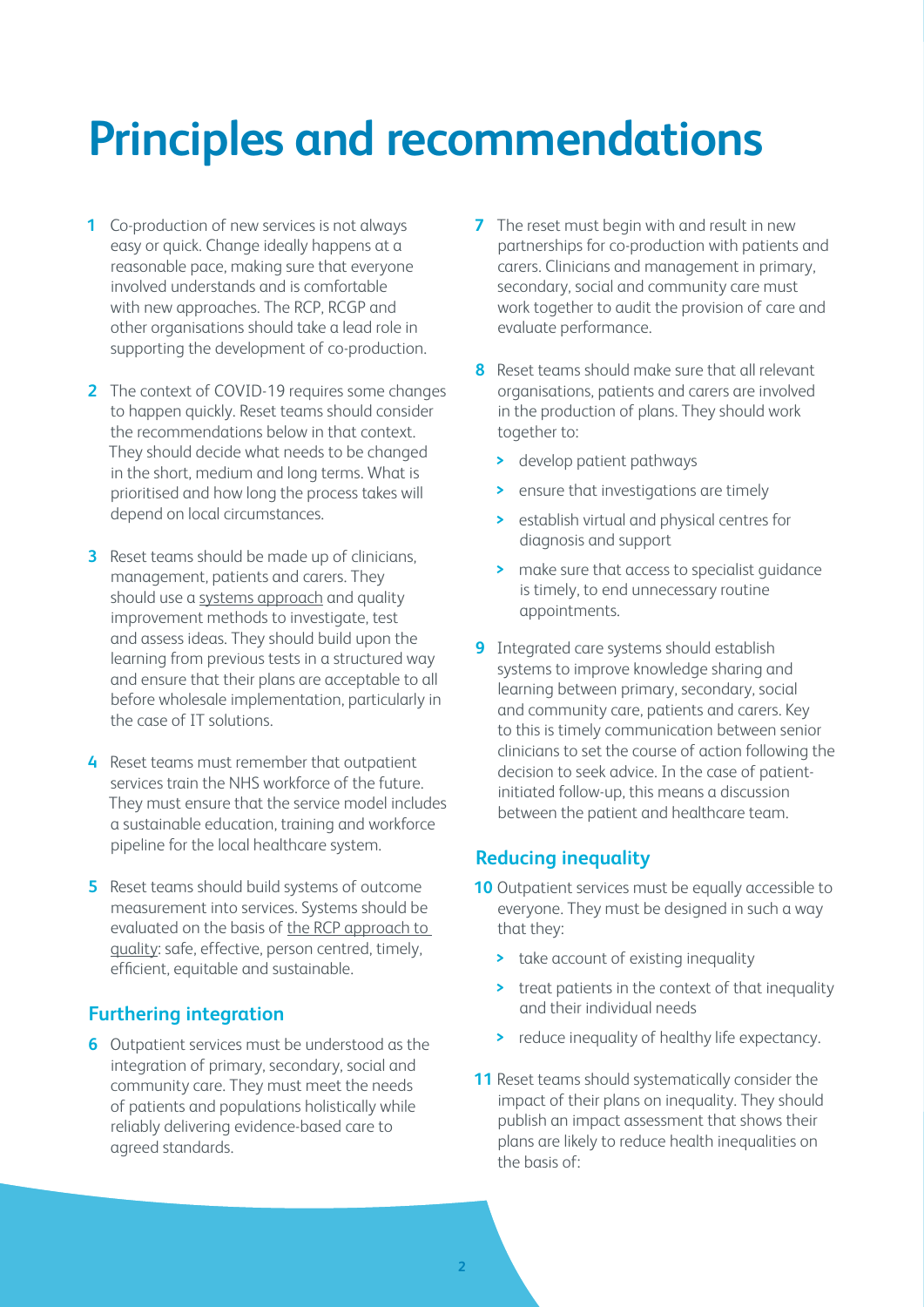# Principles and recommendations

1. Co-production of new services is not always easy or quick. Change ideally happens at a reasonable pace, making sure that everyone involved understands and is comfortable with new approaches. The RCP, RCGP and other organisations should take a lead role in supporting the development of co-production.

2. The context of COVID-19 requires some changes to happen quickly. Reset teams should consider the recommendations below in that context. They should decide what needs to be changed in the short, medium and long terms. What is prioritised and how long the process takes will depend on local circumstances.

3. Reset teams should be made up of clinicians, management, patients and carers. They should use a systems approach and quality improvement methods to investigate, test and assess ideas. They should build upon the learning from previous tests in a structured way and ensure that their plans are acceptable to all before wholesale implementation, particularly in the case of IT solutions.

4. Reset teams must remember that outpatient services train the NHS workforce of the future. They must ensure that the service model includes a sustainable education, training and workforce pipeline for the local healthcare system.

5. Reset teams should build systems of outcome measurement into services. Systems should be evaluated on the basis of the RCP approach to quality: safe, effective, person centred, timely, efficient, equitable and sustainable.

## Furthering integration

6. Outpatient services must be understood as the integration of primary, secondary, social and community care. They must meet the needs of patients and populations holistically while reliably delivering evidence-based care to agreed standards.

7. The reset must begin with and result in new partnerships for co-production with patients and carers. Clinicians and management in primary, secondary, social and community care must work together to audit the provision of care and evaluate performance.

8. Reset teams should make sure that all relevant organisations, patients and carers are involved in the production of plans. They should work together to:
   - develop patient pathways
   - ensure that investigations are timely
   - establish virtual and physical centres for diagnosis and support
   - make sure that access to specialist guidance is timely, to end unnecessary routine appointments.

9. Integrated care systems should establish systems to improve knowledge sharing and learning between primary, secondary, social and community care, patients and carers. Key to this is timely communication between senior clinicians to set the course of action following the decision to seek advice. In the case of patient-initiated follow-up, this means a discussion between the patient and healthcare team.

## Reducing inequality

10. Outpatient services must be equally accessible to everyone. They must be designed in such a way that they:
    - take account of existing inequality
    - treat patients in the context of that inequality and their individual needs
    - reduce inequality of healthy life expectancy.

11. Reset teams should systematically consider the impact of their plans on inequality. They should publish an impact assessment that shows their plans are likely to reduce health inequalities on the basis of: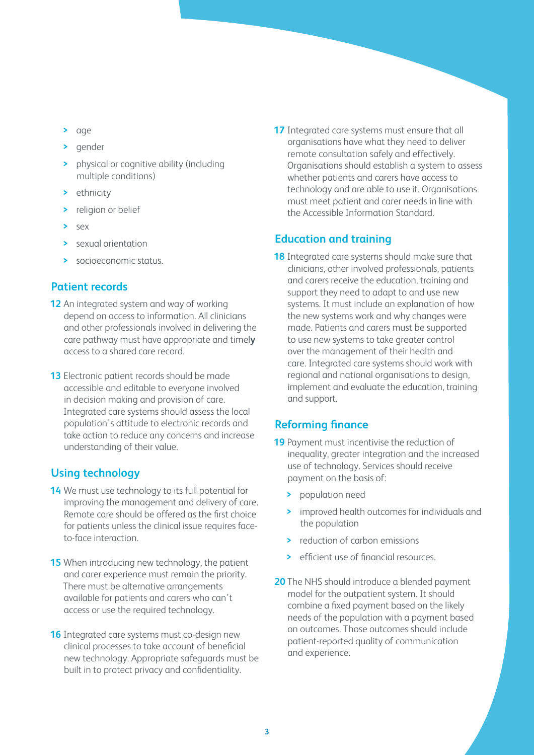- age
- gender
- physical or cognitive ability (including multiple conditions)
- ethnicity
- religion or belief
- sex
- sexual orientation
- socioeconomic status.

## Patient records

**12** An integrated system and way of working depend on access to information. All clinicians and other professionals involved in delivering the care pathway must have appropriate and timely access to a shared care record.

**13** Electronic patient records should be made accessible and editable to everyone involved in decision making and provision of care. Integrated care systems should assess the local population's attitude to electronic records and take action to reduce any concerns and increase understanding of their value.

## Using technology

**14** We must use technology to its full potential for improving the management and delivery of care. Remote care should be offered as the first choice for patients unless the clinical issue requires face-to-face interaction.

**15** When introducing new technology, the patient and carer experience must remain the priority. There must be alternative arrangements available for patients and carers who can't access or use the required technology.

**16** Integrated care systems must co-design new clinical processes to take account of beneficial new technology. Appropriate safeguards must be built in to protect privacy and confidentiality.

**17** Integrated care systems must ensure that all organisations have what they need to deliver remote consultation safely and effectively. Organisations should establish a system to assess whether patients and carers have access to technology and are able to use it. Organisations must meet patient and carer needs in line with the Accessible Information Standard.

## Education and training

**18** Integrated care systems should make sure that clinicians, other involved professionals, patients and carers receive the education, training and support they need to adapt to and use new systems. It must include an explanation of how the new systems work and why changes were made. Patients and carers must be supported to use new systems to take greater control over the management of their health and care. Integrated care systems should work with regional and national organisations to design, implement and evaluate the education, training and support.

## Reforming finance

**19** Payment must incentivise the reduction of inequality, greater integration and the increased use of technology. Services should receive payment on the basis of:

- population need
- improved health outcomes for individuals and the population
- reduction of carbon emissions
- efficient use of financial resources.

**20** The NHS should introduce a blended payment model for the outpatient system. It should combine a fixed payment based on the likely needs of the population with a payment based on outcomes. Those outcomes should include patient-reported quality of communication and experience.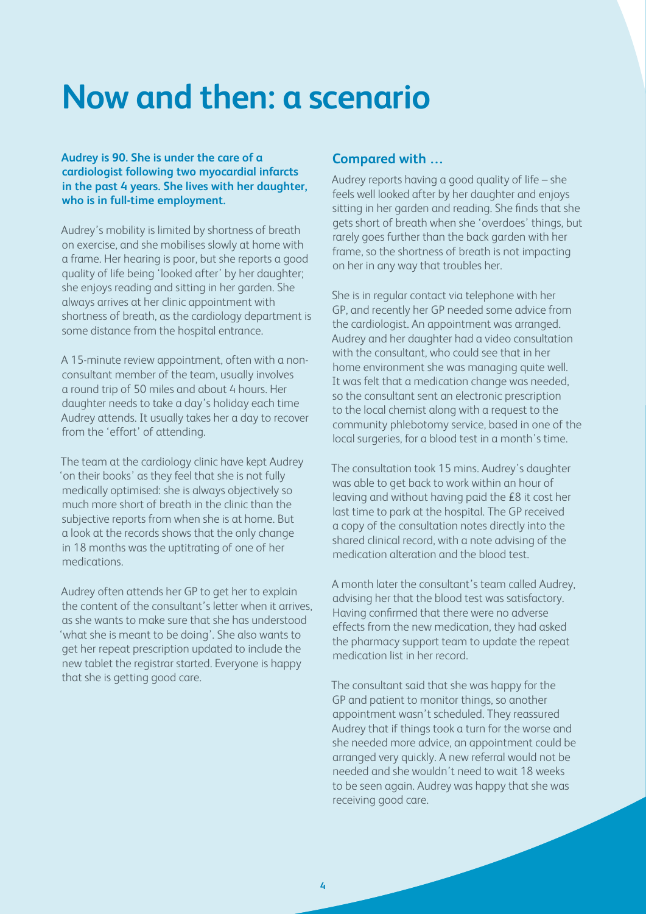# Now and then: a scenario

**Audrey is 90. She is under the care of a cardiologist following two myocardial infarcts in the past 4 years. She lives with her daughter, who is in full-time employment.**

Audrey's mobility is limited by shortness of breath on exercise, and she mobilises slowly at home with a frame. Her hearing is poor, but she reports a good quality of life being 'looked after' by her daughter; she enjoys reading and sitting in her garden. She always arrives at her clinic appointment with shortness of breath, as the cardiology department is some distance from the hospital entrance.

A 15-minute review appointment, often with a non-consultant member of the team, usually involves a round trip of 50 miles and about 4 hours. Her daughter needs to take a day's holiday each time Audrey attends. It usually takes her a day to recover from the 'effort' of attending.

The team at the cardiology clinic have kept Audrey 'on their books' as they feel that she is not fully medically optimised: she is always objectively so much more short of breath in the clinic than the subjective reports from when she is at home. But a look at the records shows that the only change in 18 months was the uptitrating of one of her medications.

Audrey often attends her GP to get her to explain the content of the consultant's letter when it arrives, as she wants to make sure that she has understood 'what she is meant to be doing'. She also wants to get her repeat prescription updated to include the new tablet the registrar started. Everyone is happy that she is getting good care.

## Compared with …

Audrey reports having a good quality of life – she feels well looked after by her daughter and enjoys sitting in her garden and reading. She finds that she gets short of breath when she 'overdoes' things, but rarely goes further than the back garden with her frame, so the shortness of breath is not impacting on her in any way that troubles her.

She is in regular contact via telephone with her GP, and recently her GP needed some advice from the cardiologist. An appointment was arranged. Audrey and her daughter had a video consultation with the consultant, who could see that in her home environment she was managing quite well. It was felt that a medication change was needed, so the consultant sent an electronic prescription to the local chemist along with a request to the community phlebotomy service, based in one of the local surgeries, for a blood test in a month's time.

The consultation took 15 mins. Audrey's daughter was able to get back to work within an hour of leaving and without having paid the £8 it cost her last time to park at the hospital. The GP received a copy of the consultation notes directly into the shared clinical record, with a note advising of the medication alteration and the blood test.

A month later the consultant's team called Audrey, advising her that the blood test was satisfactory. Having confirmed that there were no adverse effects from the new medication, they had asked the pharmacy support team to update the repeat medication list in her record.

The consultant said that she was happy for the GP and patient to monitor things, so another appointment wasn't scheduled. They reassured Audrey that if things took a turn for the worse and she needed more advice, an appointment could be arranged very quickly. A new referral would not be needed and she wouldn't need to wait 18 weeks to be seen again. Audrey was happy that she was receiving good care.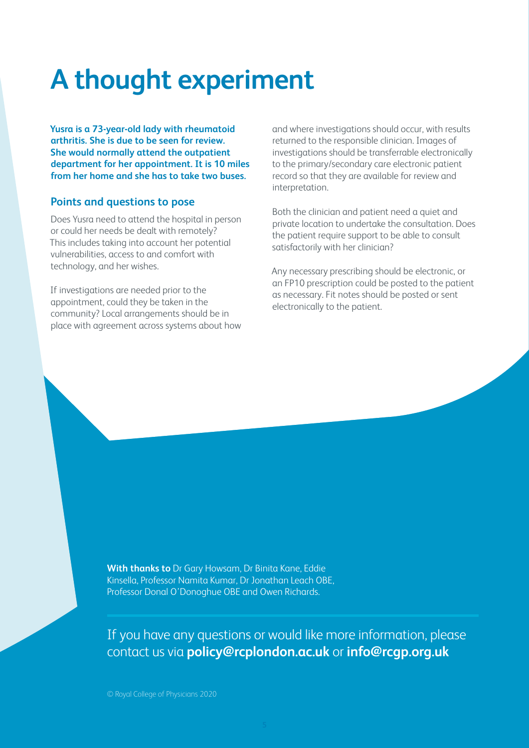# A thought experiment

**Yusra is a 73-year-old lady with rheumatoid arthritis. She is due to be seen for review. She would normally attend the outpatient department for her appointment. It is 10 miles from her home and she has to take two buses.**

## Points and questions to pose

Does Yusra need to attend the hospital in person or could her needs be dealt with remotely? This includes taking into account her potential vulnerabilities, access to and comfort with technology, and her wishes.

If investigations are needed prior to the appointment, could they be taken in the community? Local arrangements should be in place with agreement across systems about how and where investigations should occur, with results returned to the responsible clinician. Images of investigations should be transferrable electronically to the primary/secondary care electronic patient record so that they are available for review and interpretation.

Both the clinician and patient need a quiet and private location to undertake the consultation. Does the patient require support to be able to consult satisfactorily with her clinician?

Any necessary prescribing should be electronic, or an FP10 prescription could be posted to the patient as necessary. Fit notes should be posted or sent electronically to the patient.

**With thanks to** Dr Gary Howsam, Dr Binita Kane, Eddie Kinsella, Professor Namita Kumar, Dr Jonathan Leach OBE, Professor Donal O'Donoghue OBE and Owen Richards.

If you have any questions or would like more information, please contact us via **policy@rcplondon.ac.uk** or **info@rcgp.org.uk**

© Royal College of Physicians 2020